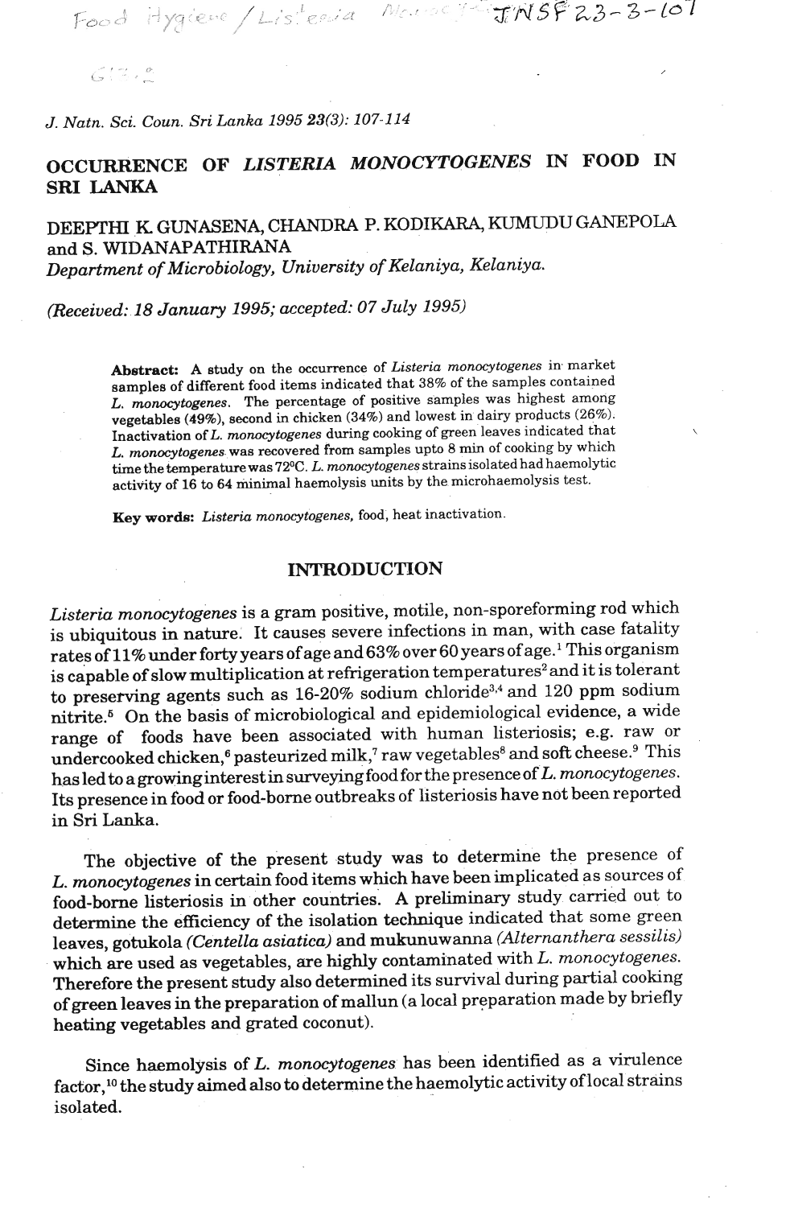# OCCURRENCE OF *LISTERIA MONOCYTOGENES* IN FOOD IN SRI LANKA

DEEPTHI K. GUNASENA, CHANDRA P. KODIKARA, KUMUDU GANEPOLA and S. WIDANAPATHIRANA

*Department of Microbiology, University of Kelaniya, Kelaniya.*

*(Received: 18 January 1995; accepted: 07 July 1995)*

**Abstract:** A study on the occurrence of *Listeria monocytogenes* in market samples of different food items indicated that 38% of the samples contained *L. monocytogenes*. The percentage of positive samples was highest among vegetables (49%), second in chicken (34%) and lowest in dairy products (26%). Inactivation of *L. monocytogenes* during cooking of green leaves indicated that *L. monocytogenes* was recovered from samples upto 8 min of cooking by which time the temperature was 72°C. *L. monocytogenes* strains isolated had haemolytic activity of 16 to 64 minimal haemolysis units by the microhaemolysis test.

**Key words:** *Listeria monocytogenes*, food, heat inactivation.

## INTRODUCTION

*Listeria monocytogenes* is a gram positive, motile, non-sporeforming rod which is ubiquitous in nature. It causes severe infections in man, with case fatality rates of 11% under forty years of age and 63% over 60 years of age.[1] This organism is capable of slow multiplication at refrigeration temperatures[2] and it is tolerant to preserving agents such as 16-20% sodium chloride[3,4] and 120 ppm sodium nitrite.[5] On the basis of microbiological and epidemiological evidence, a wide range of foods have been associated with human listeriosis; e.g. raw or undercooked chicken,[6] pasteurized milk,[7] raw vegetables[8] and soft cheese.[9] This has led to a growing interest in surveying food for the presence of *L. monocytogenes*. Its presence in food or food-borne outbreaks of listeriosis have not been reported in Sri Lanka.

The objective of the present study was to determine the presence of *L. monocytogenes* in certain food items which have been implicated as sources of food-borne listeriosis in other countries. A preliminary study carried out to determine the efficiency of the isolation technique indicated that some green leaves, gotukola *(Centella asiatica)* and mukunuwanna *(Alternanthera sessilis)* which are used as vegetables, are highly contaminated with *L. monocytogenes*. Therefore the present study also determined its survival during partial cooking of green leaves in the preparation of mallun (a local preparation made by briefly heating vegetables and grated coconut).

Since haemolysis of *L. monocytogenes* has been identified as a virulence factor,[10] the study aimed also to determine the haemolytic activity of local strains isolated.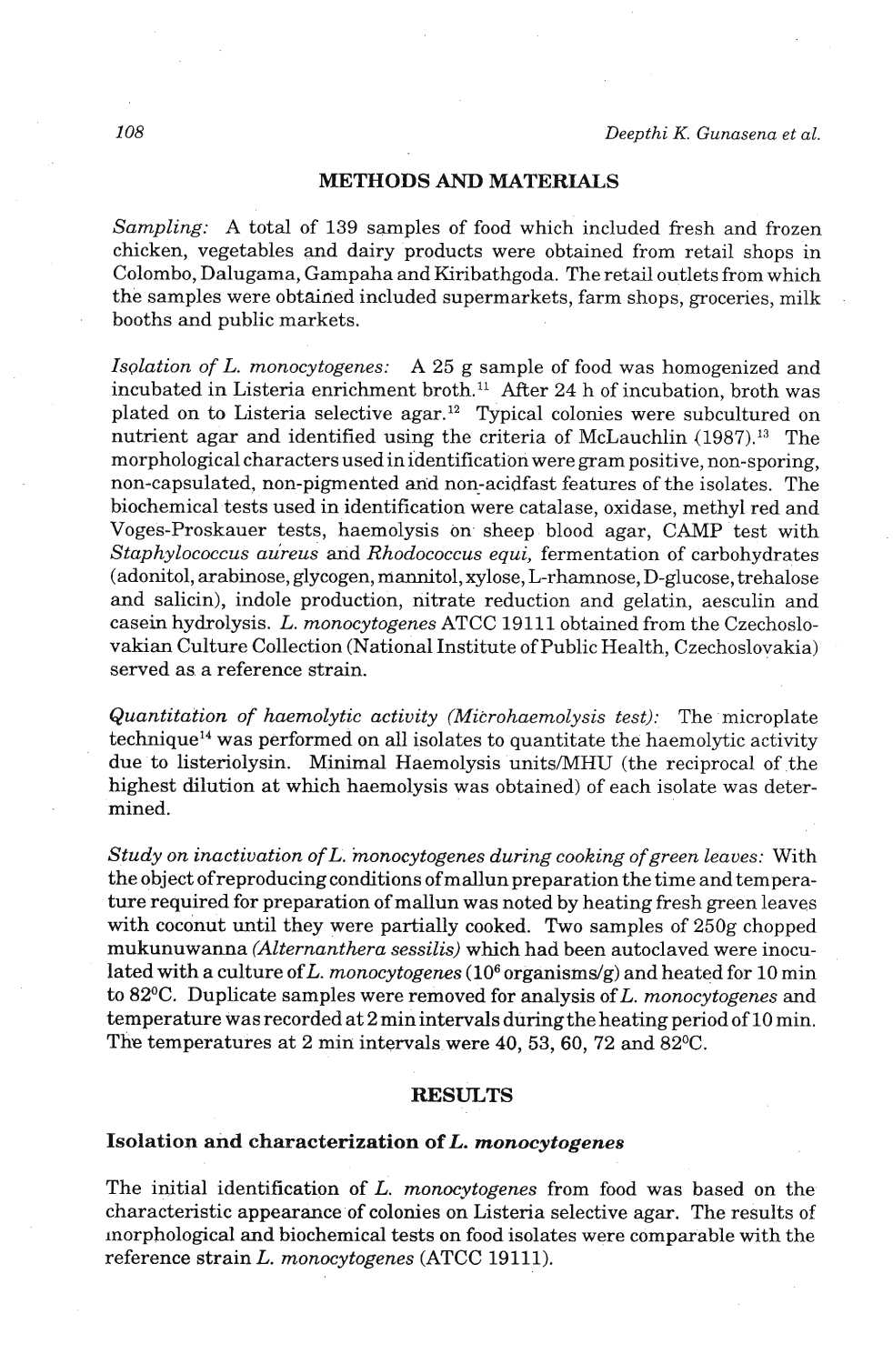## METHODS AND MATERIALS

*Sampling:* A total of 139 samples of food which included fresh and frozen chicken, vegetables and dairy products were obtained from retail shops in Colombo, Dalugama, Gampaha and Kiribathgoda. The retail outlets from which the samples were obtained included supermarkets, farm shops, groceries, milk booths and public markets.

*Isolation of L. monocytogenes:* A 25 g sample of food was homogenized and incubated in Listeria enrichment broth.[11] After 24 h of incubation, broth was plated on to Listeria selective agar.[12] Typical colonies were subcultured on nutrient agar and identified using the criteria of McLauchlin (1987).[13] The morphological characters used in identification were gram positive, non-sporing, non-capsulated, non-pigmented and non-acidfast features of the isolates. The biochemical tests used in identification were catalase, oxidase, methyl red and Voges-Proskauer tests, haemolysis on sheep blood agar, CAMP test with *Staphylococcus aureus* and *Rhodococcus equi,* fermentation of carbohydrates (adonitol, arabinose, glycogen, mannitol, xylose, L-rhamnose, D-glucose, trehalose and salicin), indole production, nitrate reduction and gelatin, aesculin and casein hydrolysis. *L. monocytogenes* ATCC 19111 obtained from the Czechoslovakian Culture Collection (National Institute of Public Health, Czechoslovakia) served as a reference strain.

*Quantitation of haemolytic activity (Microhaemolysis test):* The microplate technique[14] was performed on all isolates to quantitate the haemolytic activity due to listeriolysin. Minimal Haemolysis units/MHU (the reciprocal of the highest dilution at which haemolysis was obtained) of each isolate was determined.

*Study on inactivation of L. monocytogenes during cooking of green leaves:* With the object of reproducing conditions of mallun preparation the time and temperature required for preparation of mallun was noted by heating fresh green leaves with coconut until they were partially cooked. Two samples of 250g chopped mukunuwanna *(Alternanthera sessilis)* which had been autoclaved were inoculated with a culture of *L. monocytogenes* ($10^6$ organisms/g) and heated for 10 min to 82°C. Duplicate samples were removed for analysis of *L. monocytogenes* and temperature was recorded at 2 min intervals during the heating period of 10 min. The temperatures at 2 min intervals were 40, 53, 60, 72 and 82°C.

## RESULTS

### Isolation and characterization of *L. monocytogenes*

The initial identification of *L. monocytogenes* from food was based on the characteristic appearance of colonies on Listeria selective agar. The results of morphological and biochemical tests on food isolates were comparable with the reference strain *L. monocytogenes* (ATCC 19111).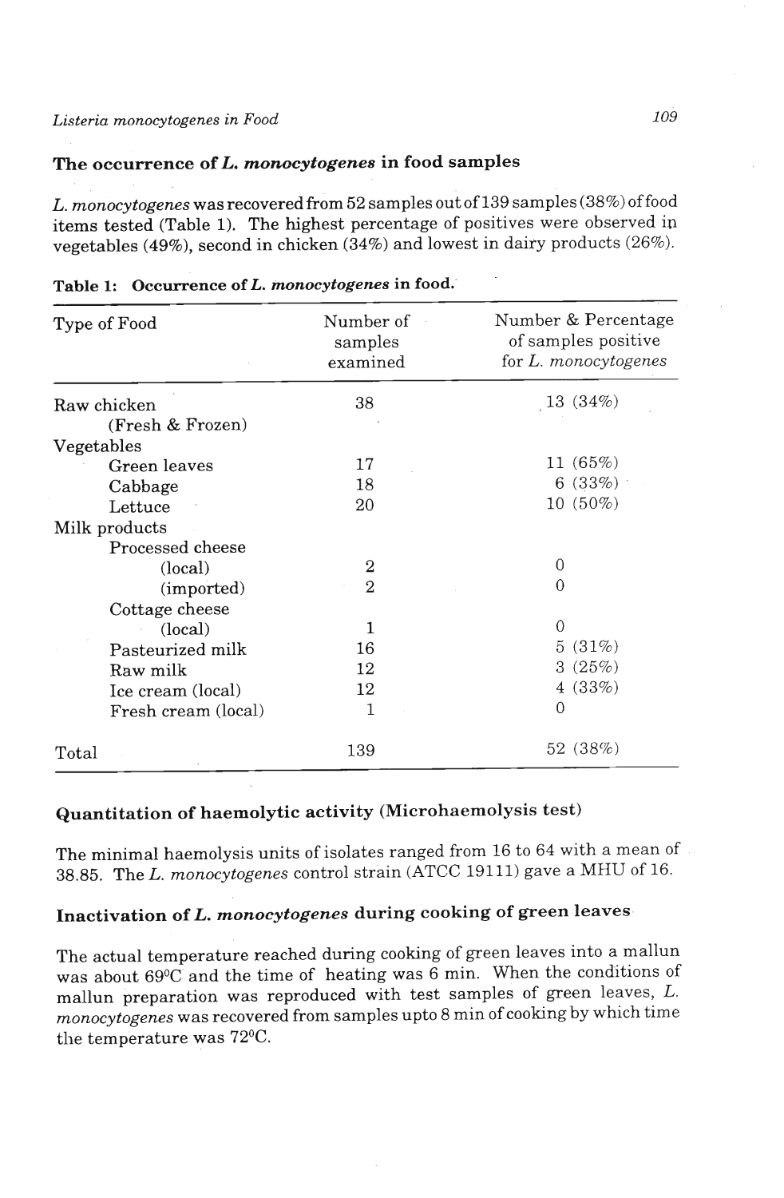## The occurrence of *L. monocytogenes* in food samples

*L. monocytogenes* was recovered from 52 samples out of 139 samples (38%) of food items tested (Table 1). The highest percentage of positives were observed in vegetables (49%), second in chicken (34%) and lowest in dairy products (26%).

**Table 1: Occurrence of *L. monocytogenes* in food.**

| Type of Food | Number of samples examined | Number & Percentage of samples positive for *L. monocytogenes* |
|---|---|---|
| Raw chicken (Fresh & Frozen) | 38 | 13 (34%) |
| Vegetables | | |
| Green leaves | 17 | 11 (65%) |
| Cabbage | 18 | 6 (33%) |
| Lettuce | 20 | 10 (50%) |
| Milk products | | |
| Processed cheese | | |
| (local) | 2 | 0 |
| (imported) | 2 | 0 |
| Cottage cheese | | |
| (local) | 1 | 0 |
| Pasteurized milk | 16 | 5 (31%) |
| Raw milk | 12 | 3 (25%) |
| Ice cream (local) | 12 | 4 (33%) |
| Fresh cream (local) | 1 | 0 |
| Total | 139 | 52 (38%) |

## Quantitation of haemolytic activity (Microhaemolysis test)

The minimal haemolysis units of isolates ranged from 16 to 64 with a mean of 38.85. The *L. monocytogenes* control strain (ATCC 19111) gave a MHU of 16.

## Inactivation of *L. monocytogenes* during cooking of green leaves

The actual temperature reached during cooking of green leaves into a mallun was about 69°C and the time of heating was 6 min. When the conditions of mallun preparation was reproduced with test samples of green leaves, *L. monocytogenes* was recovered from samples upto 8 min of cooking by which time the temperature was 72°C.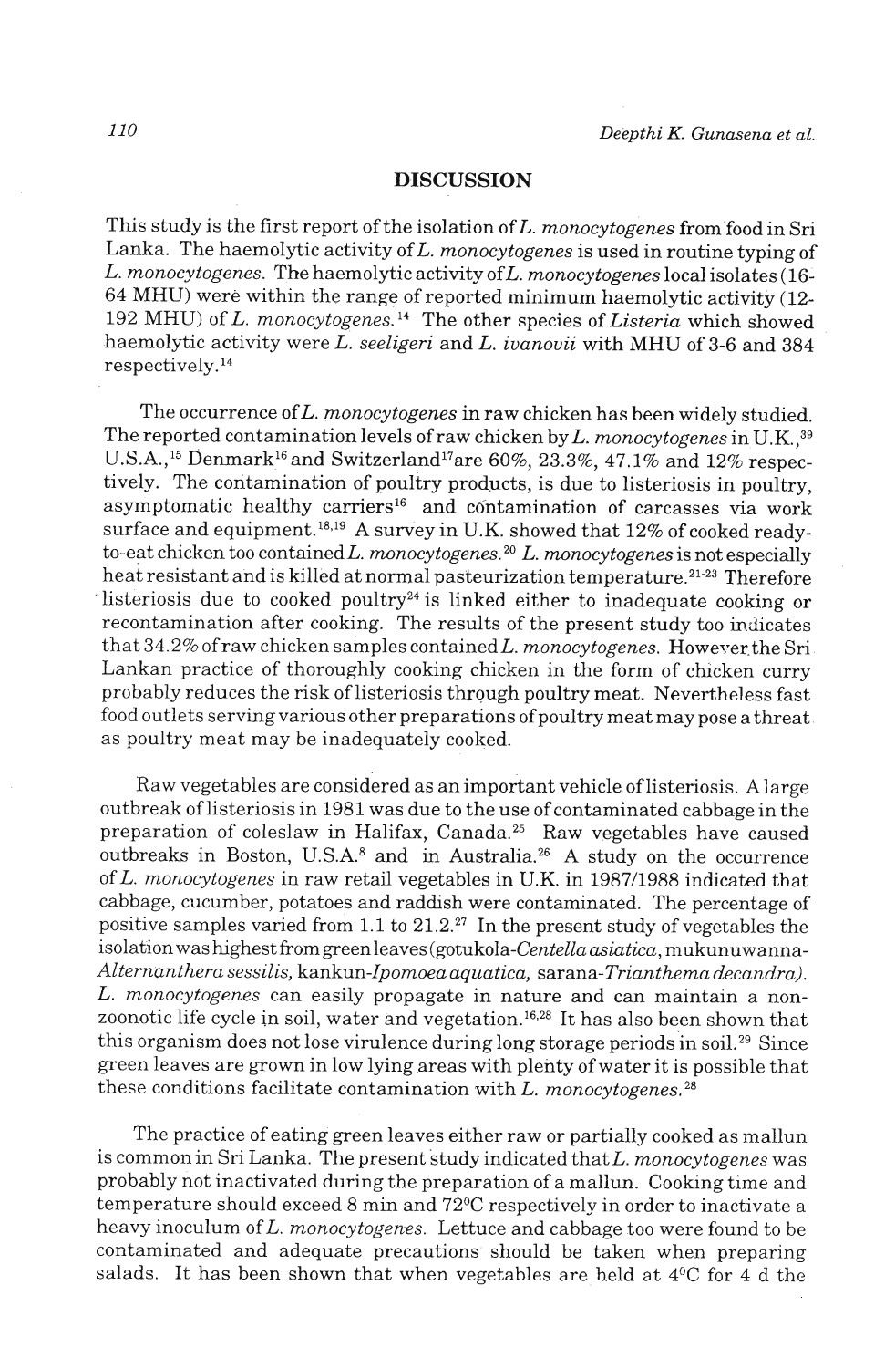## DISCUSSION

This study is the first report of the isolation of *L. monocytogenes* from food in Sri Lanka. The haemolytic activity of *L. monocytogenes* is used in routine typing of *L. monocytogenes*. The haemolytic activity of *L. monocytogenes* local isolates (16-64 MHU) were within the range of reported minimum haemolytic activity (12-192 MHU) of *L. monocytogenes*.[14] The other species of *Listeria* which showed haemolytic activity were *L. seeligeri* and *L. ivanovii* with MHU of 3-6 and 384 respectively.[14]

The occurrence of *L. monocytogenes* in raw chicken has been widely studied. The reported contamination levels of raw chicken by *L. monocytogenes* in U.K.,[39] U.S.A.,[15] Denmark[16] and Switzerland[17] are 60%, 23.3%, 47.1% and 12% respectively. The contamination of poultry products, is due to listeriosis in poultry, asymptomatic healthy carriers[16] and contamination of carcasses via work surface and equipment.[18,19] A survey in U.K. showed that 12% of cooked ready-to-eat chicken too contained *L. monocytogenes*.[20] *L. monocytogenes* is not especially heat resistant and is killed at normal pasteurization temperature.[21-23] Therefore listeriosis due to cooked poultry[24] is linked either to inadequate cooking or recontamination after cooking. The results of the present study too indicates that 34.2% of raw chicken samples contained *L. monocytogenes*. However the Sri Lankan practice of thoroughly cooking chicken in the form of chicken curry probably reduces the risk of listeriosis through poultry meat. Nevertheless fast food outlets serving various other preparations of poultry meat may pose a threat as poultry meat may be inadequately cooked.

Raw vegetables are considered as an important vehicle of listeriosis. A large outbreak of listeriosis in 1981 was due to the use of contaminated cabbage in the preparation of coleslaw in Halifax, Canada.[25] Raw vegetables have caused outbreaks in Boston, U.S.A.[8] and in Australia.[26] A study on the occurrence of *L. monocytogenes* in raw retail vegetables in U.K. in 1987/1988 indicated that cabbage, cucumber, potatoes and raddish were contaminated. The percentage of positive samples varied from 1.1 to 21.2.[27] In the present study of vegetables the isolation was highest from green leaves (gotukola-*Centella asiatica*, mukunuwanna-*Alternanthera sessilis*, kankun-*Ipomoea aquatica*, sarana-*Trianthema decandra*). *L. monocytogenes* can easily propagate in nature and can maintain a non-zoonotic life cycle in soil, water and vegetation.[16,28] It has also been shown that this organism does not lose virulence during long storage periods in soil.[29] Since green leaves are grown in low lying areas with plenty of water it is possible that these conditions facilitate contamination with *L. monocytogenes*.[28]

The practice of eating green leaves either raw or partially cooked as mallun is common in Sri Lanka. The present study indicated that *L. monocytogenes* was probably not inactivated during the preparation of a mallun. Cooking time and temperature should exceed 8 min and 72°C respectively in order to inactivate a heavy inoculum of *L. monocytogenes*. Lettuce and cabbage too were found to be contaminated and adequate precautions should be taken when preparing salads. It has been shown that when vegetables are held at 4°C for 4 d the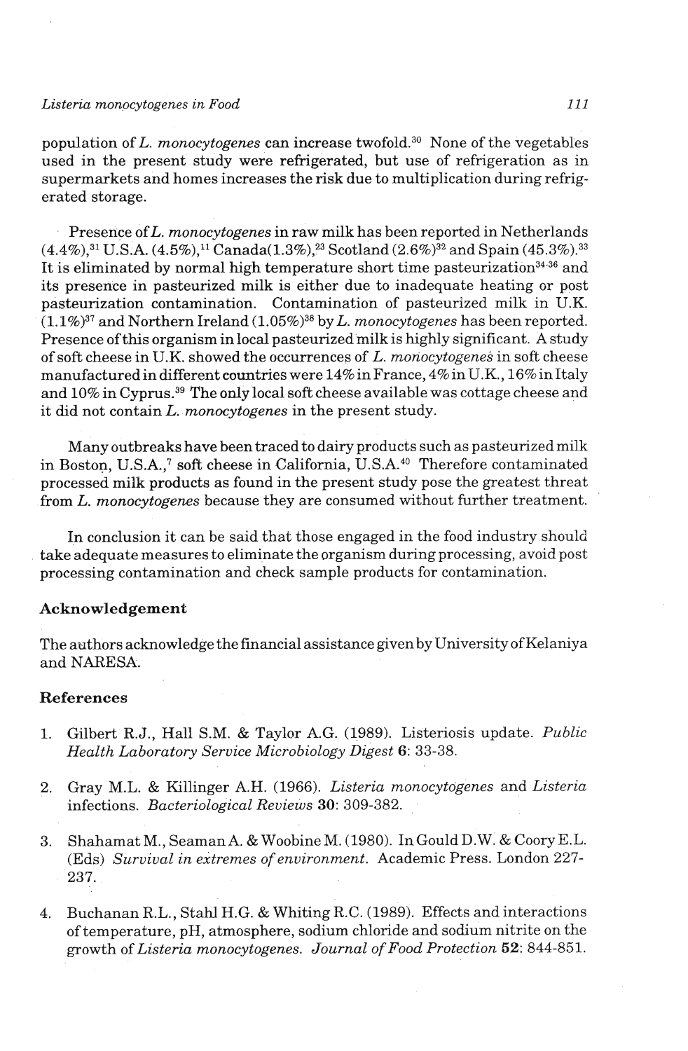population of *L. monocytogenes* can increase twofold.[30] None of the vegetables used in the present study were refrigerated, but use of refrigeration as in supermarkets and homes increases the risk due to multiplication during refrigerated storage.

Presence of *L. monocytogenes* in raw milk has been reported in Netherlands (4.4%),[31] U.S.A. (4.5%),[11] Canada(1.3%),[23] Scotland (2.6%)[32] and Spain (45.3%).[33] It is eliminated by normal high temperature short time pasteurization[34-36] and its presence in pasteurized milk is either due to inadequate heating or post pasteurization contamination. Contamination of pasteurized milk in U.K. (1.1%)[37] and Northern Ireland (1.05%)[38] by *L. monocytogenes* has been reported. Presence of this organism in local pasteurized milk is highly significant. A study of soft cheese in U.K. showed the occurrences of *L. monocytogenes* in soft cheese manufactured in different countries were 14% in France, 4% in U.K., 16% in Italy and 10% in Cyprus.[39] The only local soft cheese available was cottage cheese and it did not contain *L. monocytogenes* in the present study.

Many outbreaks have been traced to dairy products such as pasteurized milk in Boston, U.S.A.,[7] soft cheese in California, U.S.A.[40] Therefore contaminated processed milk products as found in the present study pose the greatest threat from *L. monocytogenes* because they are consumed without further treatment.

In conclusion it can be said that those engaged in the food industry should take adequate measures to eliminate the organism during processing, avoid post processing contamination and check sample products for contamination.

### Acknowledgement

The authors acknowledge the financial assistance given by University of Kelaniya and NARESA.

### References

1. Gilbert R.J., Hall S.M. & Taylor A.G. (1989). Listeriosis update. *Public Health Laboratory Service Microbiology Digest* **6**: 33-38.

2. Gray M.L. & Killinger A.H. (1966). *Listeria monocytogenes* and *Listeria* infections. *Bacteriological Reviews* **30**: 309-382.

3. Shahamat M., Seaman A. & Woobine M. (1980). In Gould D.W. & Coory E.L. (Eds) *Survival in extremes of environment*. Academic Press. London 227-237.

4. Buchanan R.L., Stahl H.G. & Whiting R.C. (1989). Effects and interactions of temperature, pH, atmosphere, sodium chloride and sodium nitrite on the growth of *Listeria monocytogenes*. *Journal of Food Protection* **52**: 844-851.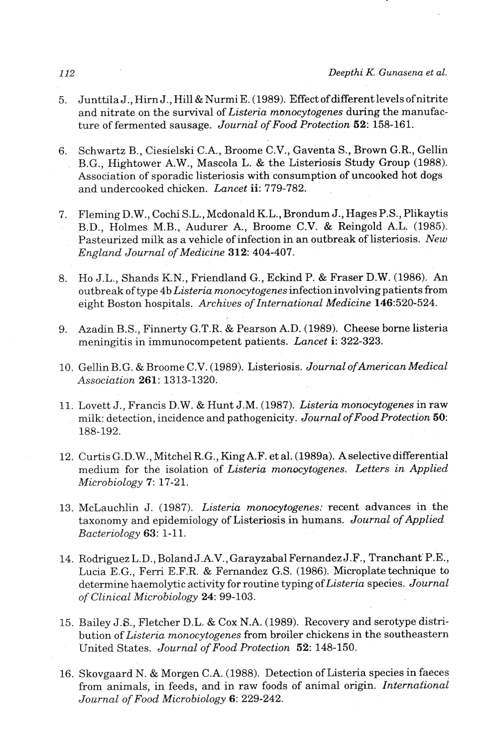5. Junttila J., Hirn J., Hill & Nurmi E. (1989). Effect of different levels of nitrite and nitrate on the survival of *Listeria monocytogenes* during the manufacture of fermented sausage. *Journal of Food Protection* **52**: 158-161.

6. Schwartz B., Ciesielski C.A., Broome C.V., Gaventa S., Brown G.R., Gellin B.G., Hightower A.W., Mascola L. & the Listeriosis Study Group (1988). Association of sporadic listeriosis with consumption of uncooked hot dogs and undercooked chicken. *Lancet* **ii**: 779-782.

7. Fleming D.W., Cochi S.L., Mcdonald K.L., Brondum J., Hages P.S., Plikaytis B.D., Holmes M.B., Audurer A., Broome C.V. & Reingold A.L. (1985). Pasteurized milk as a vehicle of infection in an outbreak of listeriosis. *New England Journal of Medicine* **312**: 404-407.

8. Ho J.L., Shands K.N., Friendland G., Eckind P. & Fraser D.W. (1986). An outbreak of type 4b *Listeria monocytogenes* infection involving patients from eight Boston hospitals. *Archives of International Medicine* **146**:520-524.

9. Azadin B.S., Finnerty G.T.R. & Pearson A.D. (1989). Cheese borne listeria meningitis in immunocompetent patients. *Lancet* **i**: 322-323.

10. Gellin B.G. & Broome C.V. (1989). Listeriosis. *Journal of American Medical Association* **261**: 1313-1320.

11. Lovett J., Francis D.W. & Hunt J.M. (1987). *Listeria monocytogenes* in raw milk: detection, incidence and pathogenicity. *Journal of Food Protection* **50**: 188-192.

12. Curtis G.D.W., Mitchel R.G., King A.F. et al. (1989a). A selective differential medium for the isolation of *Listeria monocytogenes*. *Letters in Applied Microbiology* **7**: 17-21.

13. McLauchlin J. (1987). *Listeria monocytogenes:* recent advances in the taxonomy and epidemiology of Listeriosis in humans. *Journal of Applied Bacteriology* **63**: 1-11.

14. Rodriguez L.D., Boland J.A.V., Garayzabal Fernandez J.F., Tranchant P.E., Lucia E.G., Ferri E.F.R. & Fernandez G.S. (1986). Microplate technique to determine haemolytic activity for routine typing of *Listeria* species. *Journal of Clinical Microbiology* **24**: 99-103.

15. Bailey J.S., Fletcher D.L. & Cox N.A. (1989). Recovery and serotype distribution of *Listeria monocytogenes* from broiler chickens in the southeastern United States. *Journal of Food Protection* **52**: 148-150.

16. Skovgaard N. & Morgen C.A. (1988). Detection of Listeria species in faeces from animals, in feeds, and in raw foods of animal origin. *International Journal of Food Microbiology* **6**: 229-242.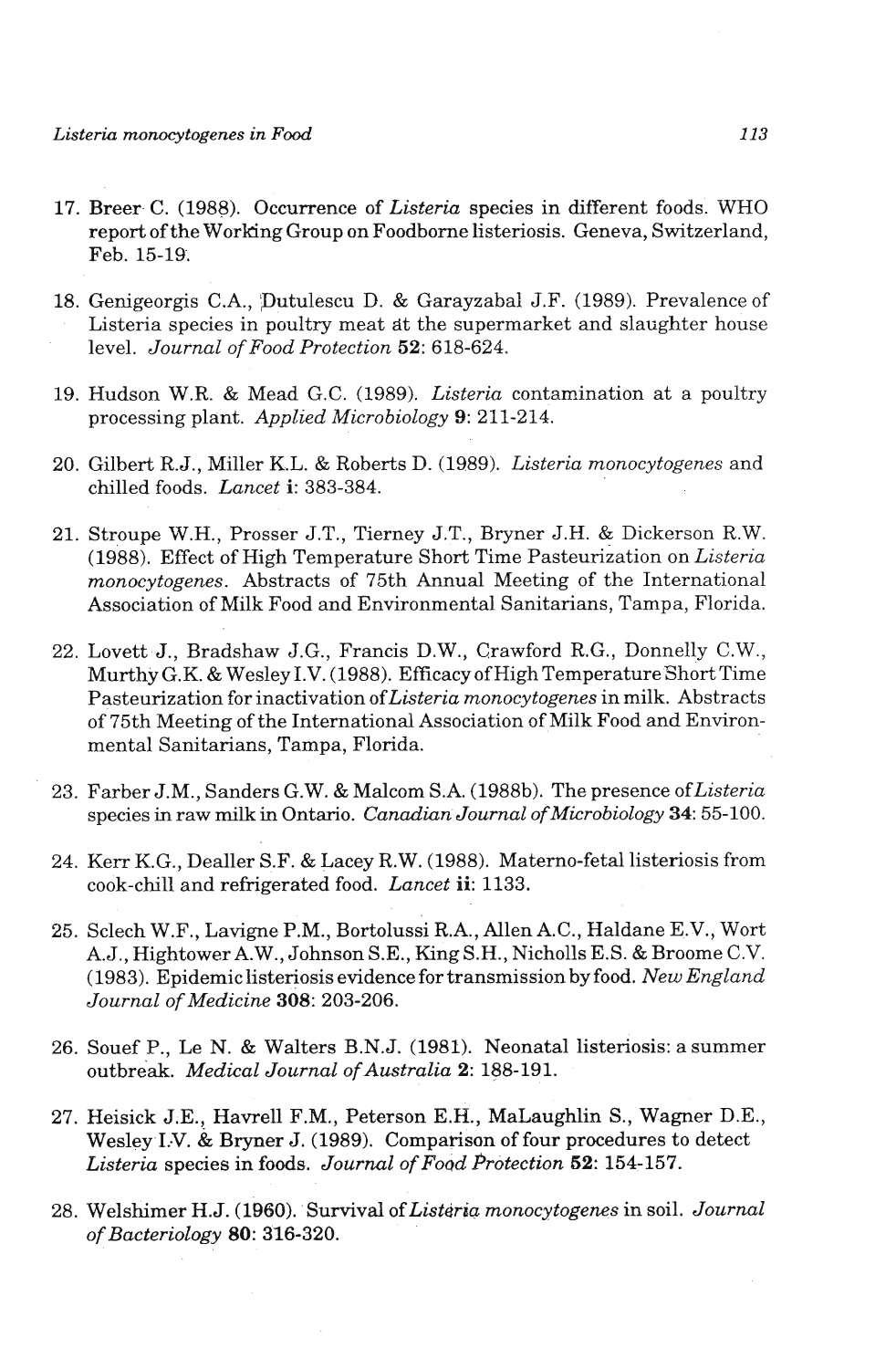17. Breer C. (1988). Occurrence of *Listeria* species in different foods. WHO report of the Working Group on Foodborne listeriosis. Geneva, Switzerland, Feb. 15-19.

18. Genigeorgis C.A., Dutulescu D. & Garayzabal J.F. (1989). Prevalence of Listeria species in poultry meat at the supermarket and slaughter house level. *Journal of Food Protection* **52**: 618-624.

19. Hudson W.R. & Mead G.C. (1989). *Listeria* contamination at a poultry processing plant. *Applied Microbiology* **9**: 211-214.

20. Gilbert R.J., Miller K.L. & Roberts D. (1989). *Listeria monocytogenes* and chilled foods. *Lancet* **i**: 383-384.

21. Stroupe W.H., Prosser J.T., Tierney J.T., Bryner J.H. & Dickerson R.W. (1988). Effect of High Temperature Short Time Pasteurization on *Listeria monocytogenes*. Abstracts of 75th Annual Meeting of the International Association of Milk Food and Environmental Sanitarians, Tampa, Florida.

22. Lovett J., Bradshaw J.G., Francis D.W., Crawford R.G., Donnelly C.W., Murthy G.K. & Wesley I.V. (1988). Efficacy of High Temperature Short Time Pasteurization for inactivation of *Listeria monocytogenes* in milk. Abstracts of 75th Meeting of the International Association of Milk Food and Environmental Sanitarians, Tampa, Florida.

23. Farber J.M., Sanders G.W. & Malcom S.A. (1988b). The presence of *Listeria* species in raw milk in Ontario. *Canadian Journal of Microbiology* **34**: 55-100.

24. Kerr K.G., Dealler S.F. & Lacey R.W. (1988). Materno-fetal listeriosis from cook-chill and refrigerated food. *Lancet* **ii**: 1133.

25. Sclech W.F., Lavigne P.M., Bortolussi R.A., Allen A.C., Haldane E.V., Wort A.J., Hightower A.W., Johnson S.E., King S.H., Nicholls E.S. & Broome C.V. (1983). Epidemic listeriosis evidence for transmission by food. *New England Journal of Medicine* **308**: 203-206.

26. Souef P., Le N. & Walters B.N.J. (1981). Neonatal listeriosis: a summer outbreak. *Medical Journal of Australia* **2**: 188-191.

27. Heisick J.E., Havrell F.M., Peterson E.H., MaLaughlin S., Wagner D.E., Wesley I.V. & Bryner J. (1989). Comparison of four procedures to detect *Listeria* species in foods. *Journal of Food Protection* **52**: 154-157.

28. Welshimer H.J. (1960). Survival of *Listeria monocytogenes* in soil. *Journal of Bacteriology* **80**: 316-320.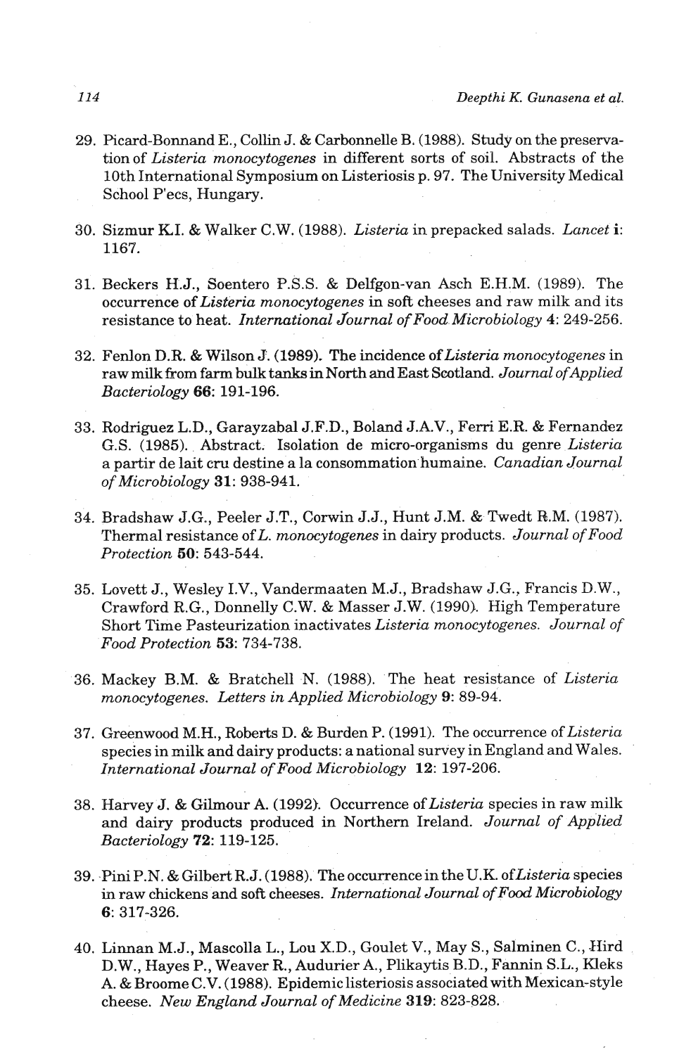29. Picard-Bonnand E., Collin J. & Carbonnelle B. (1988). Study on the preservation of *Listeria monocytogenes* in different sorts of soil. Abstracts of the 10th International Symposium on Listeriosis p. 97. The University Medical School P'ecs, Hungary.

30. Sizmur K.I. & Walker C.W. (1988). *Listeria* in prepacked salads. *Lancet* **i**: 1167.

31. Beckers H.J., Soentero P.S.S. & Delfgon-van Asch E.H.M. (1989). The occurrence of *Listeria monocytogenes* in soft cheeses and raw milk and its resistance to heat. *International Journal of Food Microbiology* **4**: 249-256.

32. Fenlon D.R. & Wilson J. (1989). The incidence of *Listeria monocytogenes* in raw milk from farm bulk tanks in North and East Scotland. *Journal of Applied Bacteriology* **66**: 191-196.

33. Rodriguez L.D., Garayzabal J.F.D., Boland J.A.V., Ferri E.R. & Fernandez G.S. (1985). Abstract. Isolation de micro-organisms du genre *Listeria* a partir de lait cru destine a la consommation humaine. *Canadian Journal of Microbiology* **31**: 938-941.

34. Bradshaw J.G., Peeler J.T., Corwin J.J., Hunt J.M. & Twedt R.M. (1987). Thermal resistance of *L. monocytogenes* in dairy products. *Journal of Food Protection* **50**: 543-544.

35. Lovett J., Wesley I.V., Vandermaaten M.J., Bradshaw J.G., Francis D.W., Crawford R.G., Donnelly C.W. & Masser J.W. (1990). High Temperature Short Time Pasteurization inactivates *Listeria monocytogenes*. *Journal of Food Protection* **53**: 734-738.

36. Mackey B.M. & Bratchell N. (1988). The heat resistance of *Listeria monocytogenes*. *Letters in Applied Microbiology* **9**: 89-94.

37. Greenwood M.H., Roberts D. & Burden P. (1991). The occurrence of *Listeria* species in milk and dairy products: a national survey in England and Wales. *International Journal of Food Microbiology* **12**: 197-206.

38. Harvey J. & Gilmour A. (1992). Occurrence of *Listeria* species in raw milk and dairy products produced in Northern Ireland. *Journal of Applied Bacteriology* **72**: 119-125.

39. Pini P.N. & Gilbert R.J. (1988). The occurrence in the U.K. of *Listeria* species in raw chickens and soft cheeses. *International Journal of Food Microbiology* **6**: 317-326.

40. Linnan M.J., Mascolla L., Lou X.D., Goulet V., May S., Salminen C., Hird D.W., Hayes P., Weaver R., Audurier A., Plikaytis B.D., Fannin S.L., Kleks A. & Broome C.V. (1988). Epidemic listeriosis associated with Mexican-style cheese. *New England Journal of Medicine* **319**: 823-828.